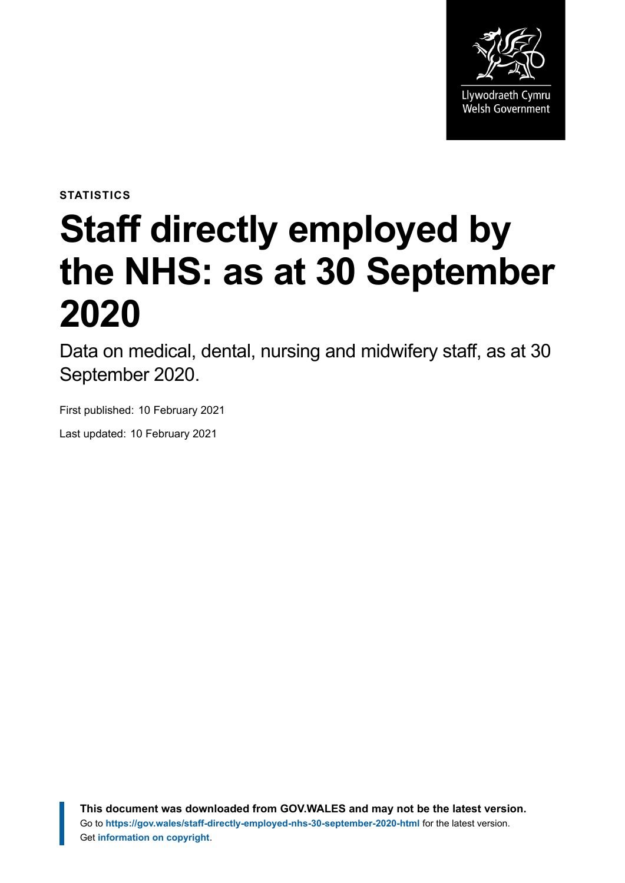STATISTICS

# Staff directly employed by the NHS: as at 30 September 2020

Data on medical, dental, nursing and midwifery staff, as at 30 September 2020.

First published: 10 February 2021

Last updated: 10 February 2021

**This document was downloaded from GOV.WALES and may not be the latest version.**
Go to **https://gov.wales/staff-directly-employed-nhs-30-september-2020-html** for the latest version.
Get **information on copyright**.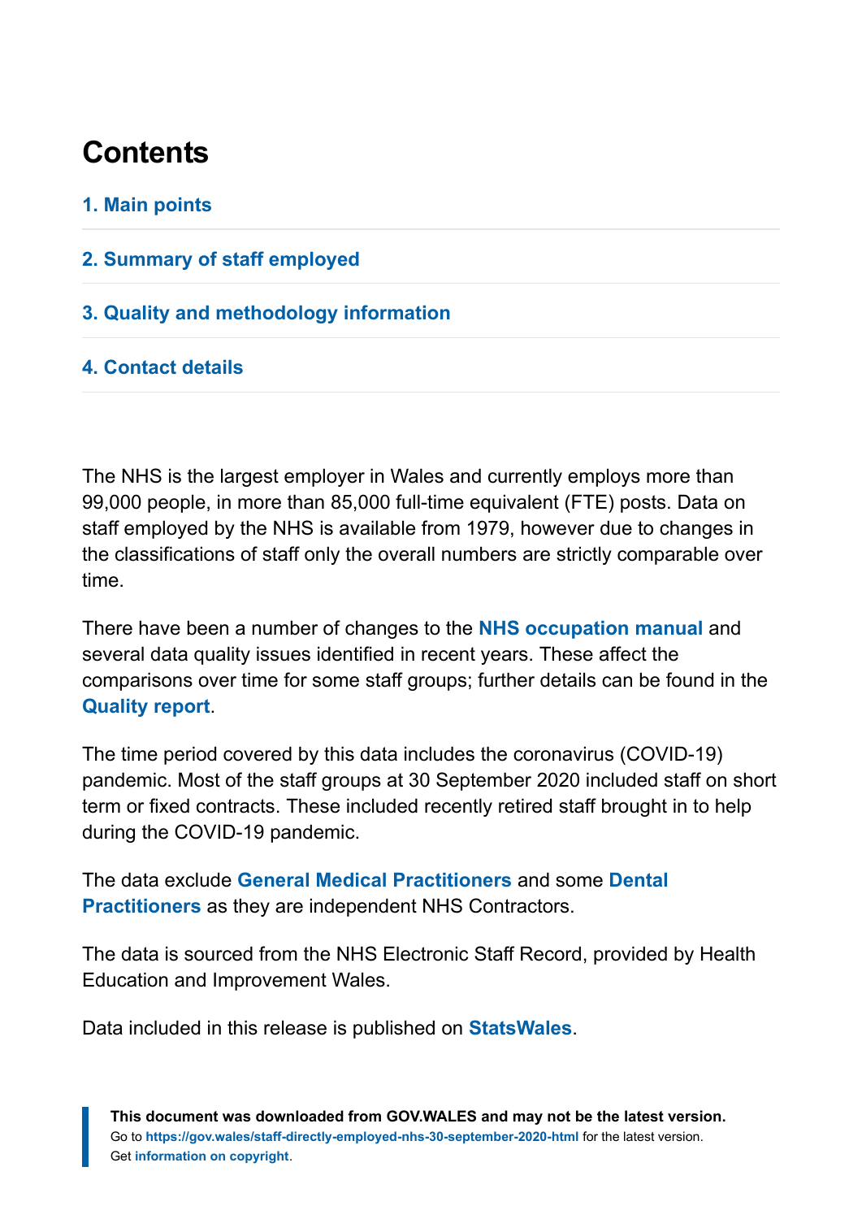## Contents

1. Main points
2. Summary of staff employed
3. Quality and methodology information
4. Contact details

The NHS is the largest employer in Wales and currently employs more than 99,000 people, in more than 85,000 full-time equivalent (FTE) posts. Data on staff employed by the NHS is available from 1979, however due to changes in the classifications of staff only the overall numbers are strictly comparable over time.

There have been a number of changes to the **NHS occupation manual** and several data quality issues identified in recent years. These affect the comparisons over time for some staff groups; further details can be found in the **Quality report**.

The time period covered by this data includes the coronavirus (COVID-19) pandemic. Most of the staff groups at 30 September 2020 included staff on short term or fixed contracts. These included recently retired staff brought in to help during the COVID-19 pandemic.

The data exclude **General Medical Practitioners** and some **Dental Practitioners** as they are independent NHS Contractors.

The data is sourced from the NHS Electronic Staff Record, provided by Health Education and Improvement Wales.

Data included in this release is published on **StatsWales**.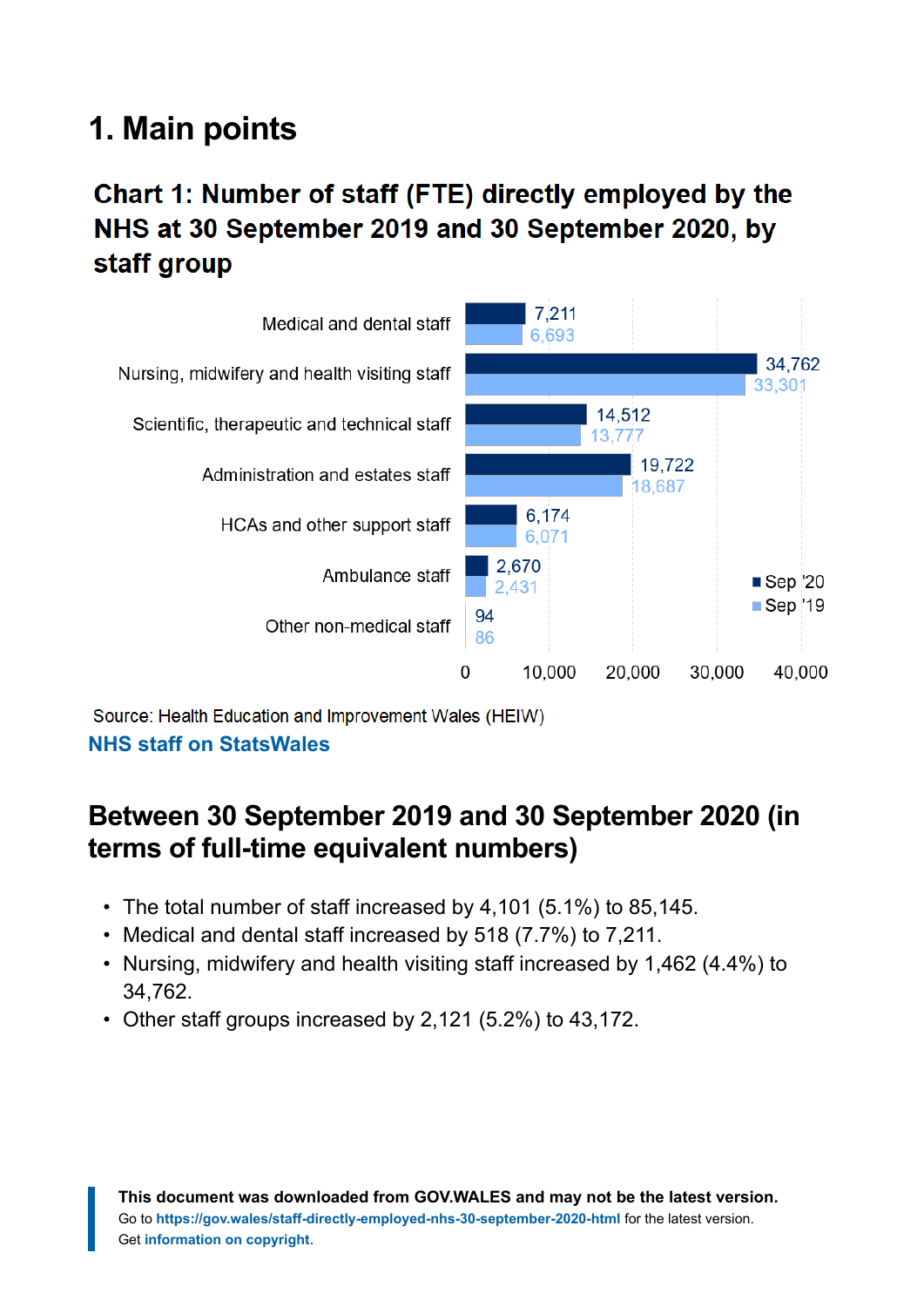# 1. Main points

## Chart 1: Number of staff (FTE) directly employed by the NHS at 30 September 2019 and 30 September 2020, by staff group

| Staff group | Sep '20 | Sep '19 |
|---|---|---|
| Medical and dental staff | 7,211 | 6,693 |
| Nursing, midwifery and health visiting staff | 34,762 | 33,301 |
| Scientific, therapeutic and technical staff | 14,512 | 13,777 |
| Administration and estates staff | 19,722 | 18,687 |
| HCAs and other support staff | 6,174 | 6,071 |
| Ambulance staff | 2,670 | 2,431 |
| Other non-medical staff | 94 | 86 |

Source: Health Education and Improvement Wales (HEIW)

**NHS staff on StatsWales**

## Between 30 September 2019 and 30 September 2020 (in terms of full-time equivalent numbers)

- The total number of staff increased by 4,101 (5.1%) to 85,145.
- Medical and dental staff increased by 518 (7.7%) to 7,211.
- Nursing, midwifery and health visiting staff increased by 1,462 (4.4%) to 34,762.
- Other staff groups increased by 2,121 (5.2%) to 43,172.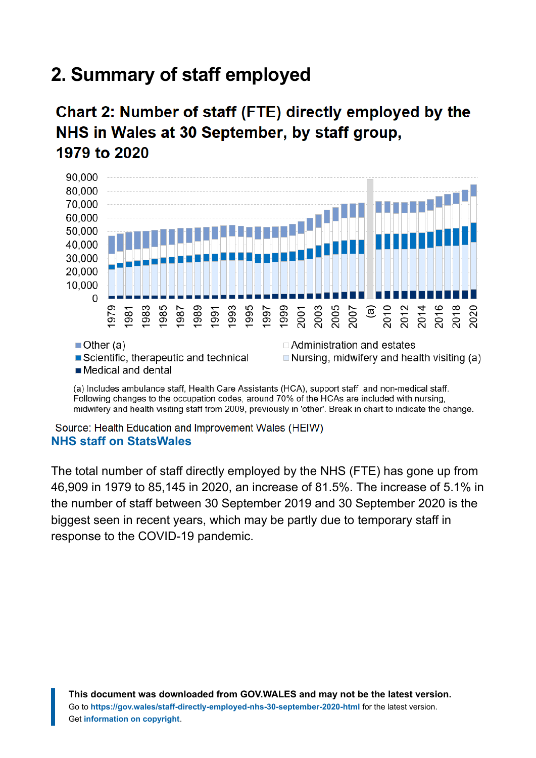## 2. Summary of staff employed

### Chart 2: Number of staff (FTE) directly employed by the NHS in Wales at 30 September, by staff group, 1979 to 2020

(a) Includes ambulance staff, Health Care Assistants (HCA), support staff and non-medical staff. Following changes to the occupation codes, around 70% of the HCAs are included with nursing, midwifery and health visiting staff from 2009, previously in 'other'. Break in chart to indicate the change.

Source: Health Education and Improvement Wales (HEIW)

**NHS staff on StatsWales**

The total number of staff directly employed by the NHS (FTE) has gone up from 46,909 in 1979 to 85,145 in 2020, an increase of 81.5%. The increase of 5.1% in the number of staff between 30 September 2019 and 30 September 2020 is the biggest seen in recent years, which may be partly due to temporary staff in response to the COVID-19 pandemic.

**This document was downloaded from GOV.WALES and may not be the latest version.**
Go to https://gov.wales/staff-directly-employed-nhs-30-september-2020-html for the latest version.
Get information on copyright.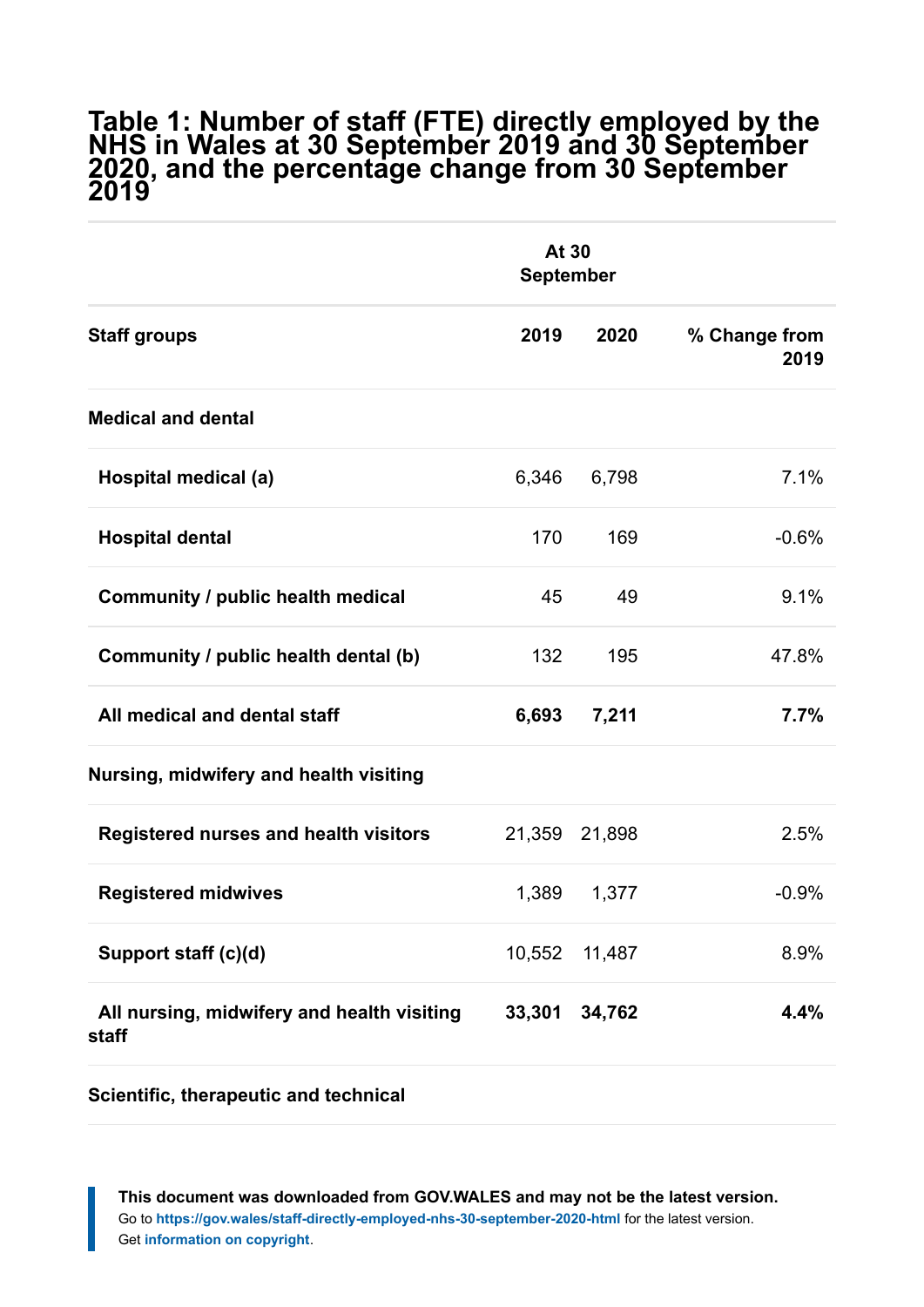## Table 1: Number of staff (FTE) directly employed by the NHS in Wales at 30 September 2019 and 30 September 2020, and the percentage change from 30 September 2019

| | At 30 September | | |
|---|---|---|---|
| **Staff groups** | **2019** | **2020** | **% Change from 2019** |
| **Medical and dental** | | | |
| **Hospital medical (a)** | 6,346 | 6,798 | 7.1% |
| **Hospital dental** | 170 | 169 | -0.6% |
| **Community / public health medical** | 45 | 49 | 9.1% |
| **Community / public health dental (b)** | 132 | 195 | 47.8% |
| **All medical and dental staff** | **6,693** | **7,211** | **7.7%** |
| **Nursing, midwifery and health visiting** | | | |
| **Registered nurses and health visitors** | 21,359 | 21,898 | 2.5% |
| **Registered midwives** | 1,389 | 1,377 | -0.9% |
| **Support staff (c)(d)** | 10,552 | 11,487 | 8.9% |
| **All nursing, midwifery and health visiting staff** | **33,301** | **34,762** | **4.4%** |
| **Scientific, therapeutic and technical** | | | |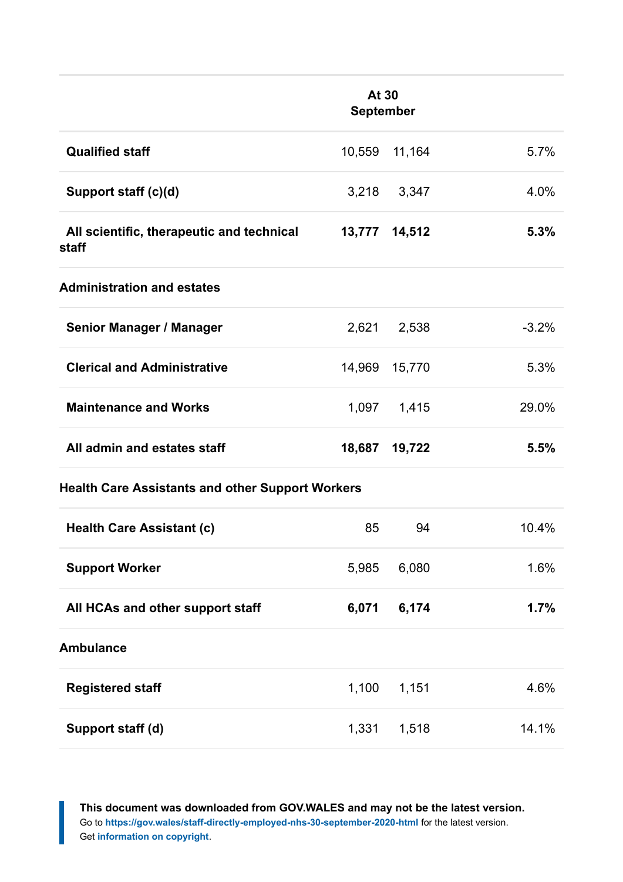| | At 30 September | | |
|---|---|---|---|
| **Qualified staff** | 10,559 | 11,164 | 5.7% |
| **Support staff (c)(d)** | 3,218 | 3,347 | 4.0% |
| **All scientific, therapeutic and technical staff** | **13,777** | **14,512** | **5.3%** |
| **Administration and estates** | | | |
| **Senior Manager / Manager** | 2,621 | 2,538 | -3.2% |
| **Clerical and Administrative** | 14,969 | 15,770 | 5.3% |
| **Maintenance and Works** | 1,097 | 1,415 | 29.0% |
| **All admin and estates staff** | **18,687** | **19,722** | **5.5%** |
| **Health Care Assistants and other Support Workers** | | | |
| **Health Care Assistant (c)** | 85 | 94 | 10.4% |
| **Support Worker** | 5,985 | 6,080 | 1.6% |
| **All HCAs and other support staff** | **6,071** | **6,174** | **1.7%** |
| **Ambulance** | | | |
| **Registered staff** | 1,100 | 1,151 | 4.6% |
| **Support staff (d)** | 1,331 | 1,518 | 14.1% |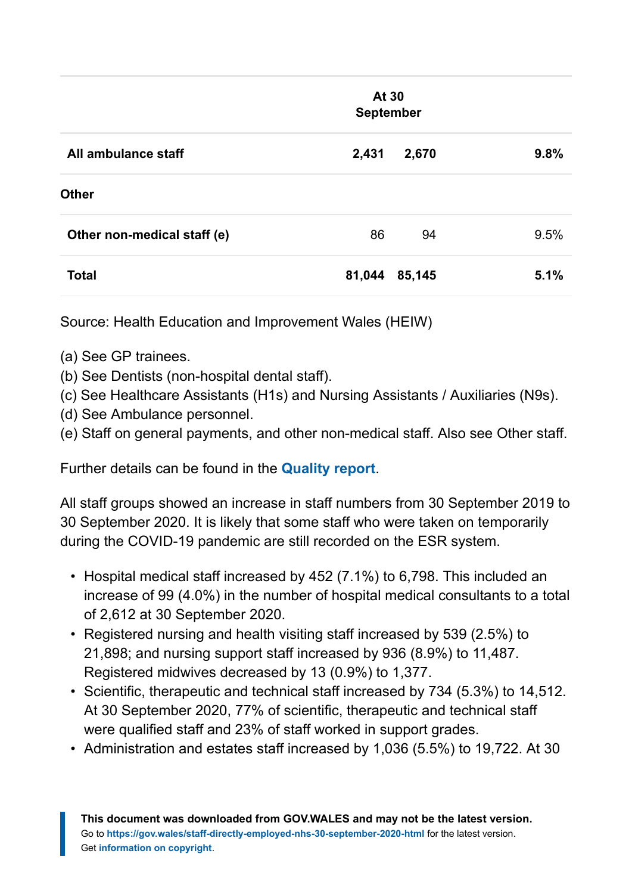| | At 30 September | | |
|---|---|---|---|
| **All ambulance staff** | **2,431** | **2,670** | **9.8%** |
| **Other** | | | |
| **Other non-medical staff (e)** | 86 | 94 | 9.5% |
| **Total** | **81,044** | **85,145** | **5.1%** |

Source: Health Education and Improvement Wales (HEIW)

(a) See GP trainees.
(b) See Dentists (non-hospital dental staff).
(c) See Healthcare Assistants (H1s) and Nursing Assistants / Auxiliaries (N9s).
(d) See Ambulance personnel.
(e) Staff on general payments, and other non-medical staff. Also see Other staff.

Further details can be found in the **Quality report**.

All staff groups showed an increase in staff numbers from 30 September 2019 to 30 September 2020. It is likely that some staff who were taken on temporarily during the COVID-19 pandemic are still recorded on the ESR system.

- Hospital medical staff increased by 452 (7.1%) to 6,798. This included an increase of 99 (4.0%) in the number of hospital medical consultants to a total of 2,612 at 30 September 2020.
- Registered nursing and health visiting staff increased by 539 (2.5%) to 21,898; and nursing support staff increased by 936 (8.9%) to 11,487. Registered midwives decreased by 13 (0.9%) to 1,377.
- Scientific, therapeutic and technical staff increased by 734 (5.3%) to 14,512. At 30 September 2020, 77% of scientific, therapeutic and technical staff were qualified staff and 23% of staff worked in support grades.
- Administration and estates staff increased by 1,036 (5.5%) to 19,722. At 30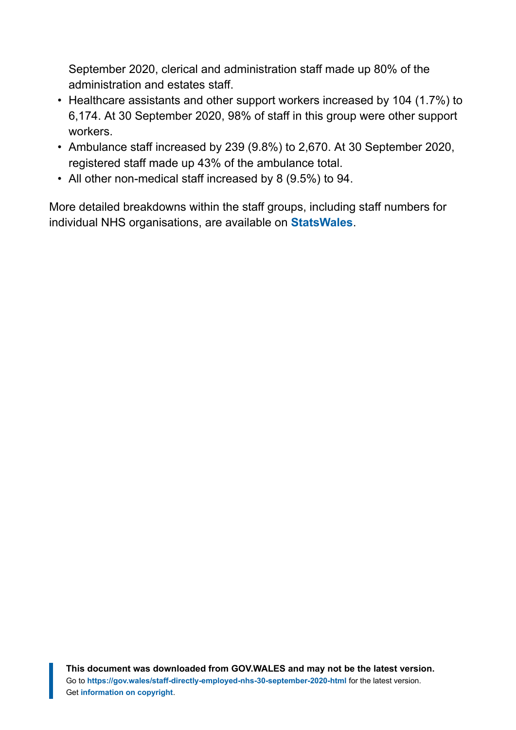September 2020, clerical and administration staff made up 80% of the administration and estates staff.

- Healthcare assistants and other support workers increased by 104 (1.7%) to 6,174. At 30 September 2020, 98% of staff in this group were other support workers.
- Ambulance staff increased by 239 (9.8%) to 2,670. At 30 September 2020, registered staff made up 43% of the ambulance total.
- All other non-medical staff increased by 8 (9.5%) to 94.

More detailed breakdowns within the staff groups, including staff numbers for individual NHS organisations, are available on **StatsWales**.

**This document was downloaded from GOV.WALES and may not be the latest version.**
Go to **https://gov.wales/staff-directly-employed-nhs-30-september-2020-html** for the latest version.
Get **information on copyright**.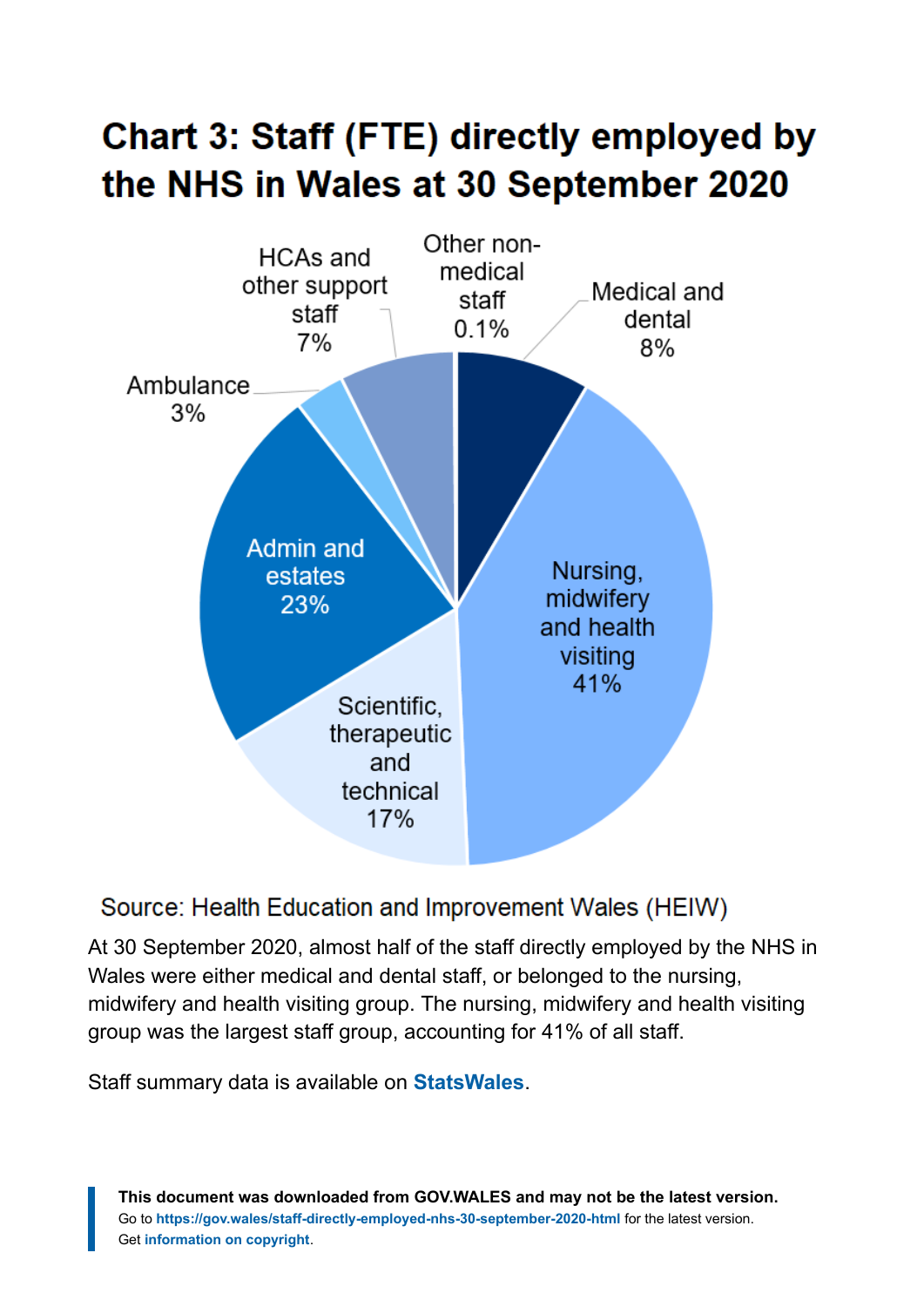## Chart 3: Staff (FTE) directly employed by the NHS in Wales at 30 September 2020

HCAs and other support staff 7%

Other non-medical staff 0.1%

Medical and dental 8%

Ambulance 3%

Admin and estates 23%

Nursing, midwifery and health visiting 41%

Scientific, therapeutic and technical 17%

Source: Health Education and Improvement Wales (HEIW)

At 30 September 2020, almost half of the staff directly employed by the NHS in Wales were either medical and dental staff, or belonged to the nursing, midwifery and health visiting group. The nursing, midwifery and health visiting group was the largest staff group, accounting for 41% of all staff.

Staff summary data is available on **StatsWales**.

**This document was downloaded from GOV.WALES and may not be the latest version.**
Go to **https://gov.wales/staff-directly-employed-nhs-30-september-2020-html** for the latest version.
Get **information on copyright**.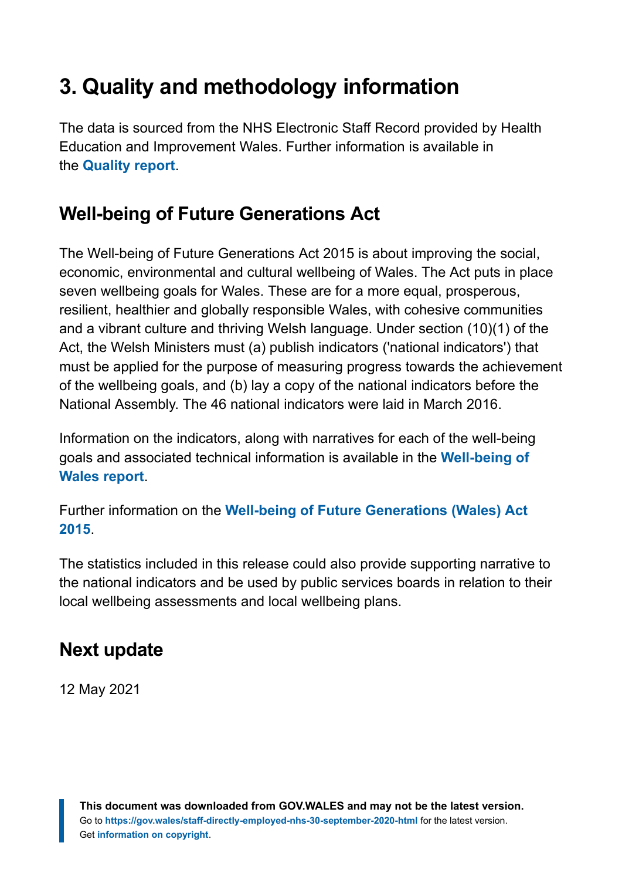## 3. Quality and methodology information

The data is sourced from the NHS Electronic Staff Record provided by Health Education and Improvement Wales. Further information is available in the **Quality report**.

### Well-being of Future Generations Act

The Well-being of Future Generations Act 2015 is about improving the social, economic, environmental and cultural wellbeing of Wales. The Act puts in place seven wellbeing goals for Wales. These are for a more equal, prosperous, resilient, healthier and globally responsible Wales, with cohesive communities and a vibrant culture and thriving Welsh language. Under section (10)(1) of the Act, the Welsh Ministers must (a) publish indicators ('national indicators') that must be applied for the purpose of measuring progress towards the achievement of the wellbeing goals, and (b) lay a copy of the national indicators before the National Assembly. The 46 national indicators were laid in March 2016.

Information on the indicators, along with narratives for each of the well-being goals and associated technical information is available in the **Well-being of Wales report**.

Further information on the **Well-being of Future Generations (Wales) Act 2015**.

The statistics included in this release could also provide supporting narrative to the national indicators and be used by public services boards in relation to their local wellbeing assessments and local wellbeing plans.

### Next update

12 May 2021

**This document was downloaded from GOV.WALES and may not be the latest version.**
Go to **https://gov.wales/staff-directly-employed-nhs-30-september-2020-html** for the latest version.
Get **information on copyright**.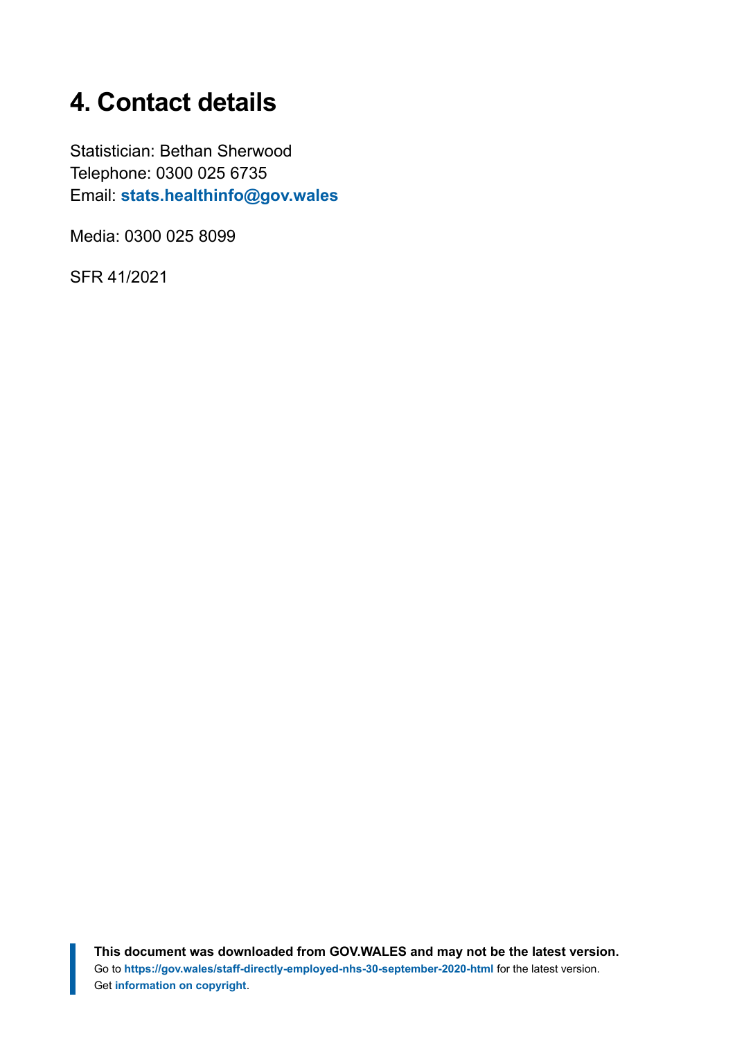## 4. Contact details

Statistician: Bethan Sherwood
Telephone: 0300 025 6735
Email: **stats.healthinfo@gov.wales**

Media: 0300 025 8099

SFR 41/2021

**This document was downloaded from GOV.WALES and may not be the latest version.**
Go to **https://gov.wales/staff-directly-employed-nhs-30-september-2020-html** for the latest version.
Get **information on copyright**.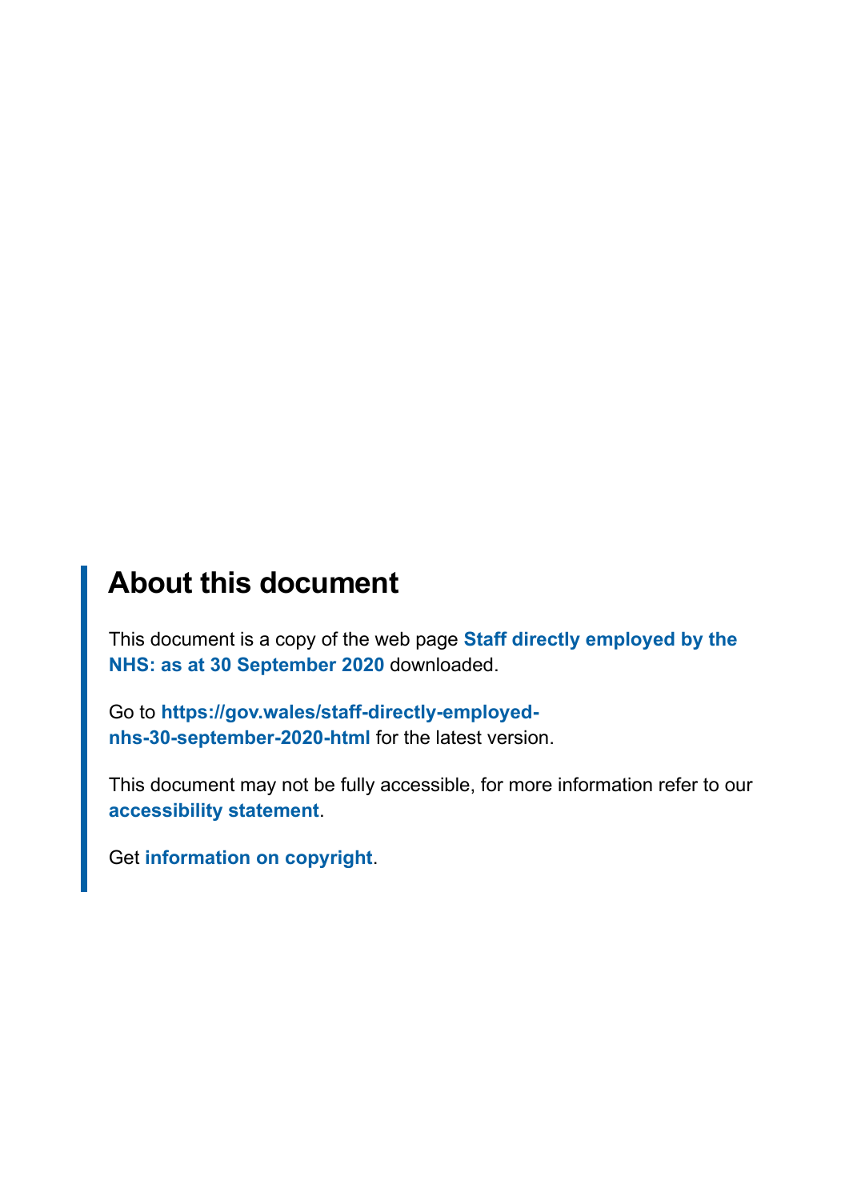## About this document

This document is a copy of the web page **Staff directly employed by the NHS: as at 30 September 2020** downloaded.

Go to **https://gov.wales/staff-directly-employed-nhs-30-september-2020-html** for the latest version.

This document may not be fully accessible, for more information refer to our **accessibility statement**.

Get **information on copyright**.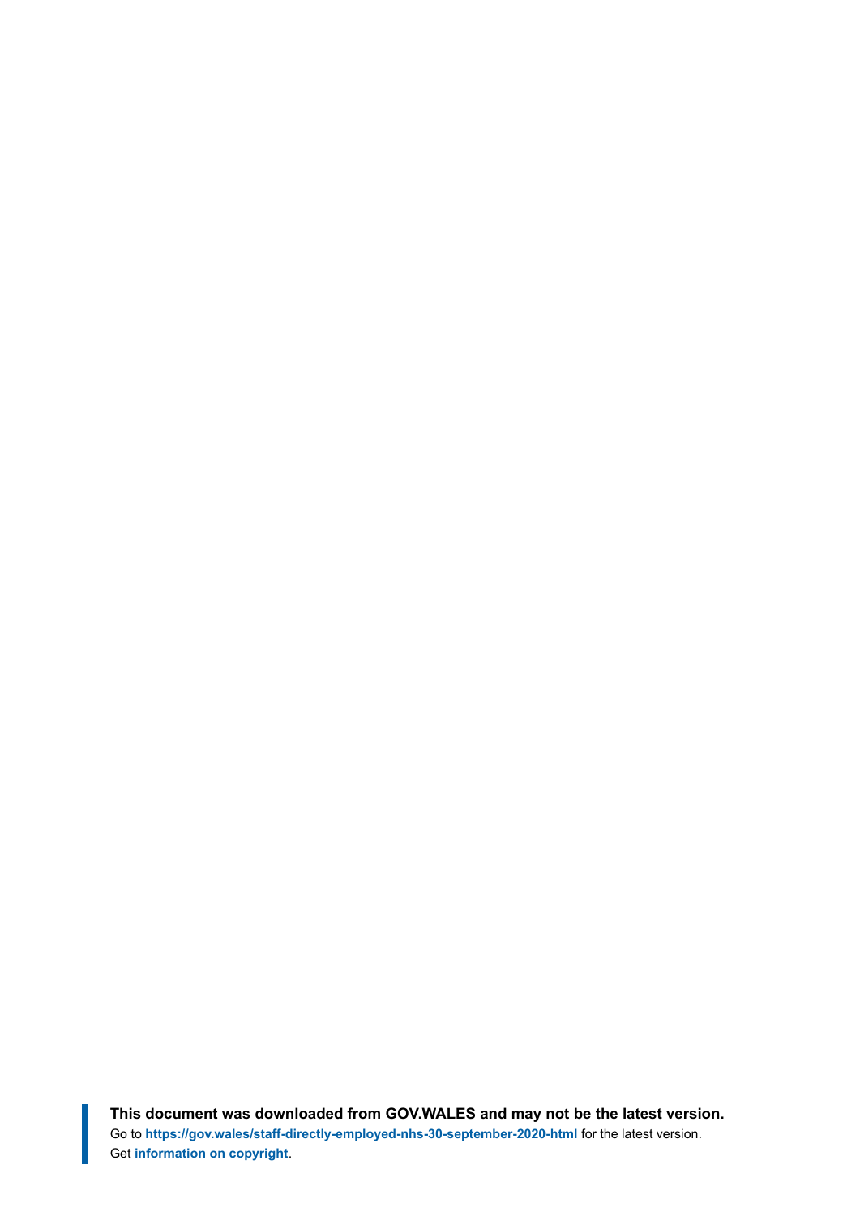**This document was downloaded from GOV.WALES and may not be the latest version.**
Go to **https://gov.wales/staff-directly-employed-nhs-30-september-2020-html** for the latest version.
Get **information on copyright**.